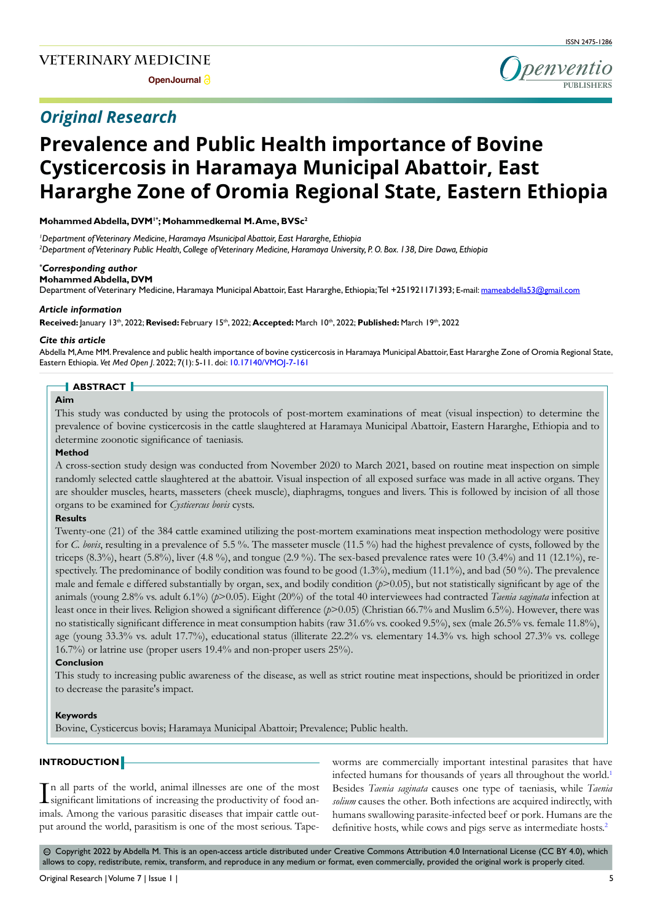VETERINARY MEDICINE

OpenJournal

ISSN 2475-1286

## Original Research

# Prevalence and Public Health importance of Bovine Cysticercosis in Haramaya Municipal Abattoir, East Hararghe Zone of Oromia Regional State, Eastern Ethiopia

**Mohammed Abdella, DVM[1*]; Mohammedkemal M. Ame, BVSc[2]**

[1]*Department of Veterinary Medicine, Haramaya Msunicipal Abattoir, East Hararghe, Ethiopia*
[2]*Department of Veterinary Public Health, College of Veterinary Medicine, Haramaya University, P. O. Box. 138, Dire Dawa, Ethiopia*

***Corresponding author***
**Mohammed Abdella, DVM**
Department of Veterinary Medicine, Haramaya Municipal Abattoir, East Hararghe, Ethiopia; Tel +251921171393; E-mail: mameabdella53@gmail.com

***Article information***
**Received:** January 13th, 2022; **Revised:** February 15th, 2022; **Accepted:** March 10th, 2022; **Published:** March 19th, 2022

***Cite this article***
Abdella M, Ame MM. Prevalence and public health importance of bovine cysticercosis in Haramaya Municipal Abattoir, East Hararghe Zone of Oromia Regional State, Eastern Ethiopia. *Vet Med Open J*. 2022; 7(1): 5-11. doi: 10.17140/VMOJ-7-161

## ABSTRACT

### Aim

This study was conducted by using the protocols of post-mortem examinations of meat (visual inspection) to determine the prevalence of bovine cysticercosis in the cattle slaughtered at Haramaya Municipal Abattoir, Eastern Hararghe, Ethiopia and to determine zoonotic significance of taeniasis.

### Method

A cross-section study design was conducted from November 2020 to March 2021, based on routine meat inspection on simple randomly selected cattle slaughtered at the abattoir. Visual inspection of all exposed surface was made in all active organs. They are shoulder muscles, hearts, masseters (cheek muscle), diaphragms, tongues and livers. This is followed by incision of all those organs to be examined for *Cysticercus bovis* cysts.

### Results

Twenty-one (21) of the 384 cattle examined utilizing the post-mortem examinations meat inspection methodology were positive for *C. bovis*, resulting in a prevalence of 5.5 %. The masseter muscle (11.5 %) had the highest prevalence of cysts, followed by the triceps (8.3%), heart (5.8%), liver (4.8 %), and tongue (2.9 %). The sex-based prevalence rates were 10 (3.4%) and 11 (12.1%), respectively. The predominance of bodily condition was found to be good (1.3%), medium (11.1%), and bad (50 %). The prevalence male and female e differed substantially by organ, sex, and bodily condition ($p>0.05$), but not statistically significant by age of the animals (young 2.8% vs. adult 6.1%) ($p>0.05$). Eight (20%) of the total 40 interviewees had contracted *Taenia saginata* infection at least once in their lives. Religion showed a significant difference ($p>0.05$) (Christian 66.7% and Muslim 6.5%). However, there was no statistically significant difference in meat consumption habits (raw 31.6% vs. cooked 9.5%), sex (male 26.5% vs. female 11.8%), age (young 33.3% vs. adult 17.7%), educational status (illiterate 22.2% vs. elementary 14.3% vs. high school 27.3% vs. college 16.7%) or latrine use (proper users 19.4% and non-proper users 25%).

### Conclusion

This study to increasing public awareness of the disease, as well as strict routine meat inspections, should be prioritized in order to decrease the parasite's impact.

### Keywords

Bovine, Cysticercus bovis; Haramaya Municipal Abattoir; Prevalence; Public health.

## INTRODUCTION

In all parts of the world, animal illnesses are one of the most significant limitations of increasing the productivity of food animals. Among the various parasitic diseases that impair cattle output around the world, parasitism is one of the most serious. Tapeworms are commercially important intestinal parasites that have infected humans for thousands of years all throughout the world.[1] Besides *Taenia saginata* causes one type of taeniasis, while *Taenia solium* causes the other. Both infections are acquired indirectly, with humans swallowing parasite-infected beef or pork. Humans are the definitive hosts, while cows and pigs serve as intermediate hosts.[2]

© Copyright 2022 by Abdella M. This is an open-access article distributed under Creative Commons Attribution 4.0 International License (CC BY 4.0), which allows to copy, redistribute, remix, transform, and reproduce in any medium or format, even commercially, provided the original work is properly cited.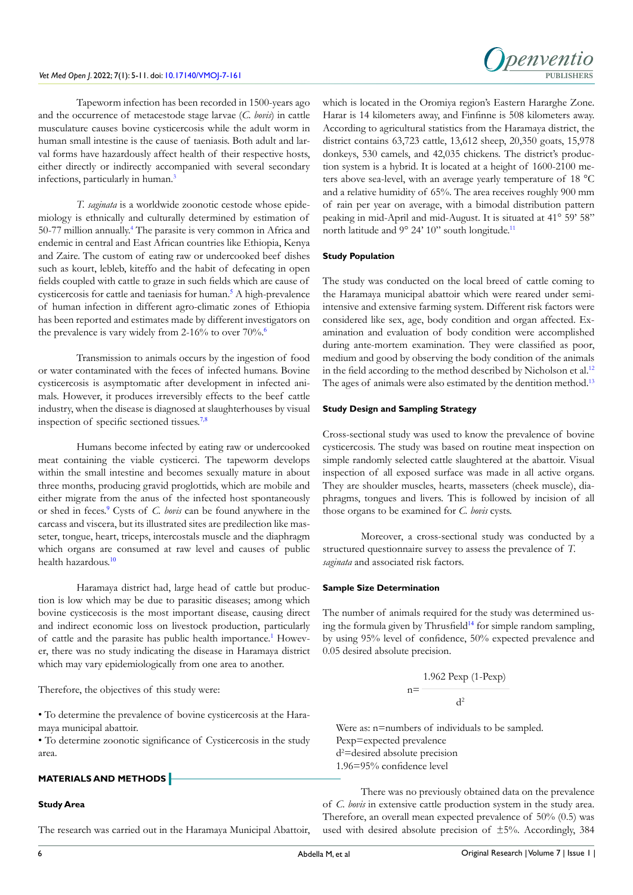Tapeworm infection has been recorded in 1500-years ago and the occurrence of metacestode stage larvae (*C. bovis*) in cattle musculature causes bovine cysticercosis while the adult worm in human small intestine is the cause of taeniasis. Both adult and larval forms have hazardously affect health of their respective hosts, either directly or indirectly accompanied with several secondary infections, particularly in human.[3]

*T. saginata* is a worldwide zoonotic cestode whose epidemiology is ethnically and culturally determined by estimation of 50-77 million annually.[4] The parasite is very common in Africa and endemic in central and East African countries like Ethiopia, Kenya and Zaire. The custom of eating raw or undercooked beef dishes such as kourt, lebleb, kiteffo and the habit of defecating in open fields coupled with cattle to graze in such fields which are cause of cysticercosis for cattle and taeniasis for human.[5] A high-prevalence of human infection in different agro-climatic zones of Ethiopia has been reported and estimates made by different investigators on the prevalence is vary widely from 2-16% to over 70%.[6]

Transmission to animals occurs by the ingestion of food or water contaminated with the feces of infected humans. Bovine cysticercosis is asymptomatic after development in infected animals. However, it produces irreversibly effects to the beef cattle industry, when the disease is diagnosed at slaughterhouses by visual inspection of specific sectioned tissues.[7,8]

Humans become infected by eating raw or undercooked meat containing the viable cysticerci. The tapeworm develops within the small intestine and becomes sexually mature in about three months, producing gravid proglottids, which are mobile and either migrate from the anus of the infected host spontaneously or shed in feces.[9] Cysts of *C. bovis* can be found anywhere in the carcass and viscera, but its illustrated sites are predilection like masseter, tongue, heart, triceps, intercostals muscle and the diaphragm which organs are consumed at raw level and causes of public health hazardous.[10]

Haramaya district had, large head of cattle but production is low which may be due to parasitic diseases; among which bovine cysticecosis is the most important disease, causing direct and indirect economic loss on livestock production, particularly of cattle and the parasite has public health importance.[1] However, there was no study indicating the disease in Haramaya district which may vary epidemiologically from one area to another.

Therefore, the objectives of this study were:

- To determine the prevalence of bovine cysticercosis at the Haramaya municipal abattoir.
- To determine zoonotic significance of Cysticercosis in the study area.

## MATERIALS AND METHODS

### Study Area

The research was carried out in the Haramaya Municipal Abattoir, which is located in the Oromiya region's Eastern Hararghe Zone. Harar is 14 kilometers away, and Finfinne is 508 kilometers away. According to agricultural statistics from the Haramaya district, the district contains 63,723 cattle, 13,612 sheep, 20,350 goats, 15,978 donkeys, 530 camels, and 42,035 chickens. The district's production system is a hybrid. It is located at a height of 1600-2100 meters above sea-level, with an average yearly temperature of 18 °C and a relative humidity of 65%. The area receives roughly 900 mm of rain per year on average, with a bimodal distribution pattern peaking in mid-April and mid-August. It is situated at 41° 59' 58" north latitude and 9° 24' 10" south longitude.[11]

### Study Population

The study was conducted on the local breed of cattle coming to the Haramaya municipal abattoir which were reared under semi-intensive and extensive farming system. Different risk factors were considered like sex, age, body condition and organ affected. Examination and evaluation of body condition were accomplished during ante-mortem examination. They were classified as poor, medium and good by observing the body condition of the animals in the field according to the method described by Nicholson et al.[12] The ages of animals were also estimated by the dentition method.[13]

### Study Design and Sampling Strategy

Cross-sectional study was used to know the prevalence of bovine cysticercosis. The study was based on routine meat inspection on simple randomly selected cattle slaughtered at the abattoir. Visual inspection of all exposed surface was made in all active organs. They are shoulder muscles, hearts, masseters (cheek muscle), diaphragms, tongues and livers. This is followed by incision of all those organs to be examined for *C. bovis* cysts.

Moreover, a cross-sectional study was conducted by a structured questionnaire survey to assess the prevalence of *T. saginata* and associated risk factors.

### Sample Size Determination

The number of animals required for the study was determined using the formula given by Thrusfield[14] for simple random sampling, by using 95% level of confidence, 50% expected prevalence and 0.05 desired absolute precision.

$$n = \frac{1.96^2 \, Pexp \, (1\text{-}Pexp)}{d^2}$$

Were as: n=numbers of individuals to be sampled.
Pexp=expected prevalence
$d^2$=desired absolute precision
1.96=95% confidence level

There was no previously obtained data on the prevalence of *C. bovis* in extensive cattle production system in the study area. Therefore, an overall mean expected prevalence of 50% (0.5) was used with desired absolute precision of ±5%. Accordingly, 384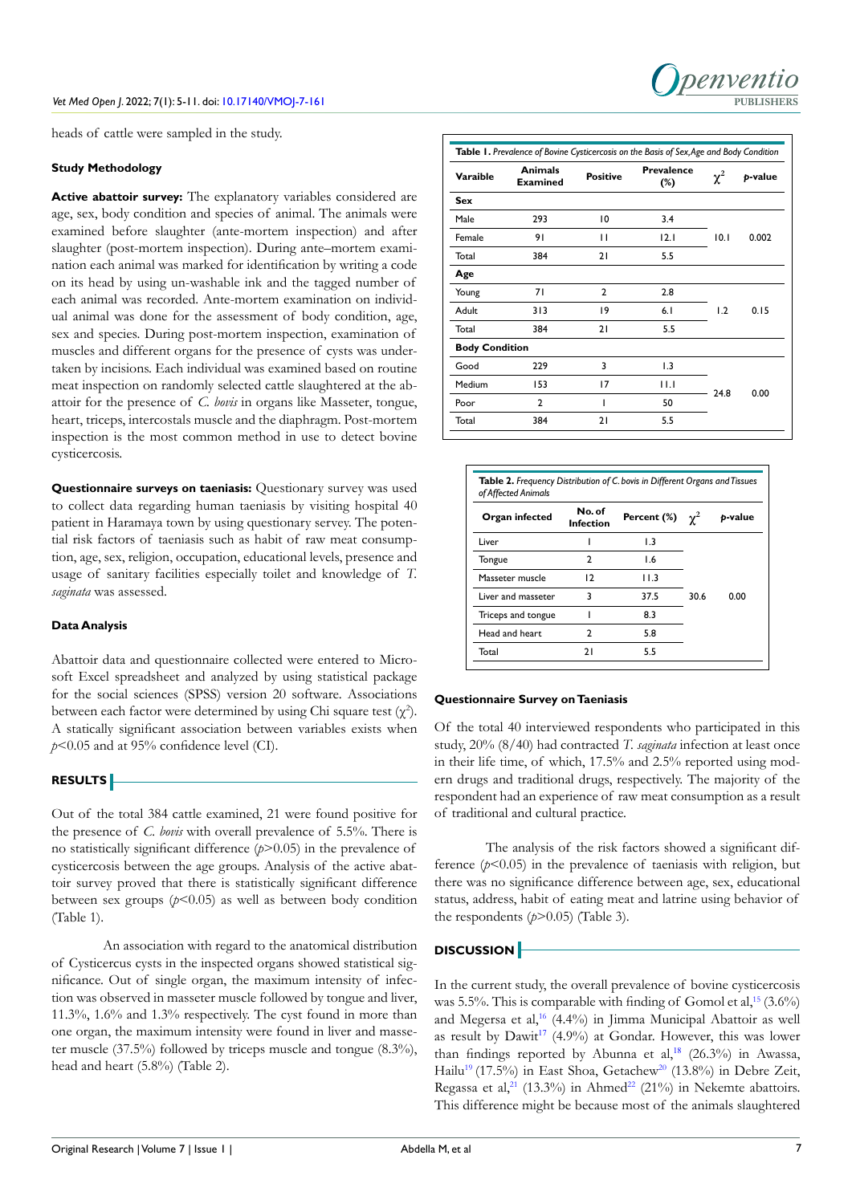heads of cattle were sampled in the study.

#### Study Methodology

**Active abattoir survey:** The explanatory variables considered are age, sex, body condition and species of animal. The animals were examined before slaughter (ante-mortem inspection) and after slaughter (post-mortem inspection). During ante–mortem examination each animal was marked for identification by writing a code on its head by using un-washable ink and the tagged number of each animal was recorded. Ante-mortem examination on individual animal was done for the assessment of body condition, age, sex and species. During post-mortem inspection, examination of muscles and different organs for the presence of cysts was undertaken by incisions. Each individual was examined based on routine meat inspection on randomly selected cattle slaughtered at the abattoir for the presence of *C. bovis* in organs like Masseter, tongue, heart, triceps, intercostals muscle and the diaphragm. Post-mortem inspection is the most common method in use to detect bovine cysticercosis.

**Questionnaire surveys on taeniasis:** Questionary survey was used to collect data regarding human taeniasis by visiting hospital 40 patient in Haramaya town by using questionary servey. The potential risk factors of taeniasis such as habit of raw meat consumption, age, sex, religion, occupation, educational levels, presence and usage of sanitary facilities especially toilet and knowledge of *T. saginata* was assessed.

#### Data Analysis

Abattoir data and questionnaire collected were entered to Microsoft Excel spreadsheet and analyzed by using statistical package for the social sciences (SPSS) version 20 software. Associations between each factor were determined by using Chi square test ($\chi^2$). A statically significant association between variables exists when $p<0.05$ and at 95% confidence level (CI).

## RESULTS

Out of the total 384 cattle examined, 21 were found positive for the presence of *C. bovis* with overall prevalence of 5.5%. There is no statistically significant difference ($p>0.05$) in the prevalence of cysticercosis between the age groups. Analysis of the active abattoir survey proved that there is statistically significant difference between sex groups ($p<0.05$) as well as between body condition (Table 1).

An association with regard to the anatomical distribution of Cysticercus cysts in the inspected organs showed statistical significance. Out of single organ, the maximum intensity of infection was observed in masseter muscle followed by tongue and liver, 11.3%, 1.6% and 1.3% respectively. The cyst found in more than one organ, the maximum intensity were found in liver and masseter muscle (37.5%) followed by triceps muscle and tongue (8.3%), head and heart (5.8%) (Table 2).

**Table 1.** *Prevalence of Bovine Cysticercosis on the Basis of Sex, Age and Body Condition*

| Varaible | Animals Examined | Positive | Prevalence (%) | $\chi^2$ | *p*-value |
|---|---|---|---|---|---|
| **Sex** | | | | | |
| Male | 293 | 10 | 3.4 | | |
| Female | 91 | 11 | 12.1 | 10.1 | 0.002 |
| Total | 384 | 21 | 5.5 | | |
| **Age** | | | | | |
| Young | 71 | 2 | 2.8 | | |
| Adult | 313 | 19 | 6.1 | 1.2 | 0.15 |
| Total | 384 | 21 | 5.5 | | |
| **Body Condition** | | | | | |
| Good | 229 | 3 | 1.3 | | |
| Medium | 153 | 17 | 11.1 | 24.8 | 0.00 |
| Poor | 2 | 1 | 50 | | |
| Total | 384 | 21 | 5.5 | | |

**Table 2.** *Frequency Distribution of C. bovis in Different Organs and Tissues of Affected Animals*

| Organ infected | No. of Infection | Percent (%) | $\chi^2$ | *p*-value |
|---|---|---|---|---|
| Liver | 1 | 1.3 | | |
| Tongue | 2 | 1.6 | | |
| Masseter muscle | 12 | 11.3 | | |
| Liver and masseter | 3 | 37.5 | 30.6 | 0.00 |
| Triceps and tongue | 1 | 8.3 | | |
| Head and heart | 2 | 5.8 | | |
| Total | 21 | 5.5 | | |

#### Questionnaire Survey on Taeniasis

Of the total 40 interviewed respondents who participated in this study, 20% (8/40) had contracted *T. saginata* infection at least once in their life time, of which, 17.5% and 2.5% reported using modern drugs and traditional drugs, respectively. The majority of the respondent had an experience of raw meat consumption as a result of traditional and cultural practice.

The analysis of the risk factors showed a significant difference ($p<0.05$) in the prevalence of taeniasis with religion, but there was no significance difference between age, sex, educational status, address, habit of eating meat and latrine using behavior of the respondents ($p>0.05$) (Table 3).

## DISCUSSION

In the current study, the overall prevalence of bovine cysticercosis was 5.5%. This is comparable with finding of Gomol et al,[15] (3.6%) and Megersa et al,[16] (4.4%) in Jimma Municipal Abattoir as well as result by Dawit[17] (4.9%) at Gondar. However, this was lower than findings reported by Abunna et al,[18] (26.3%) in Awassa, Hailu[19] (17.5%) in East Shoa, Getachew[20] (13.8%) in Debre Zeit, Regassa et al,[21] (13.3%) in Ahmed[22] (21%) in Nekemte abattoirs. This difference might be because most of the animals slaughtered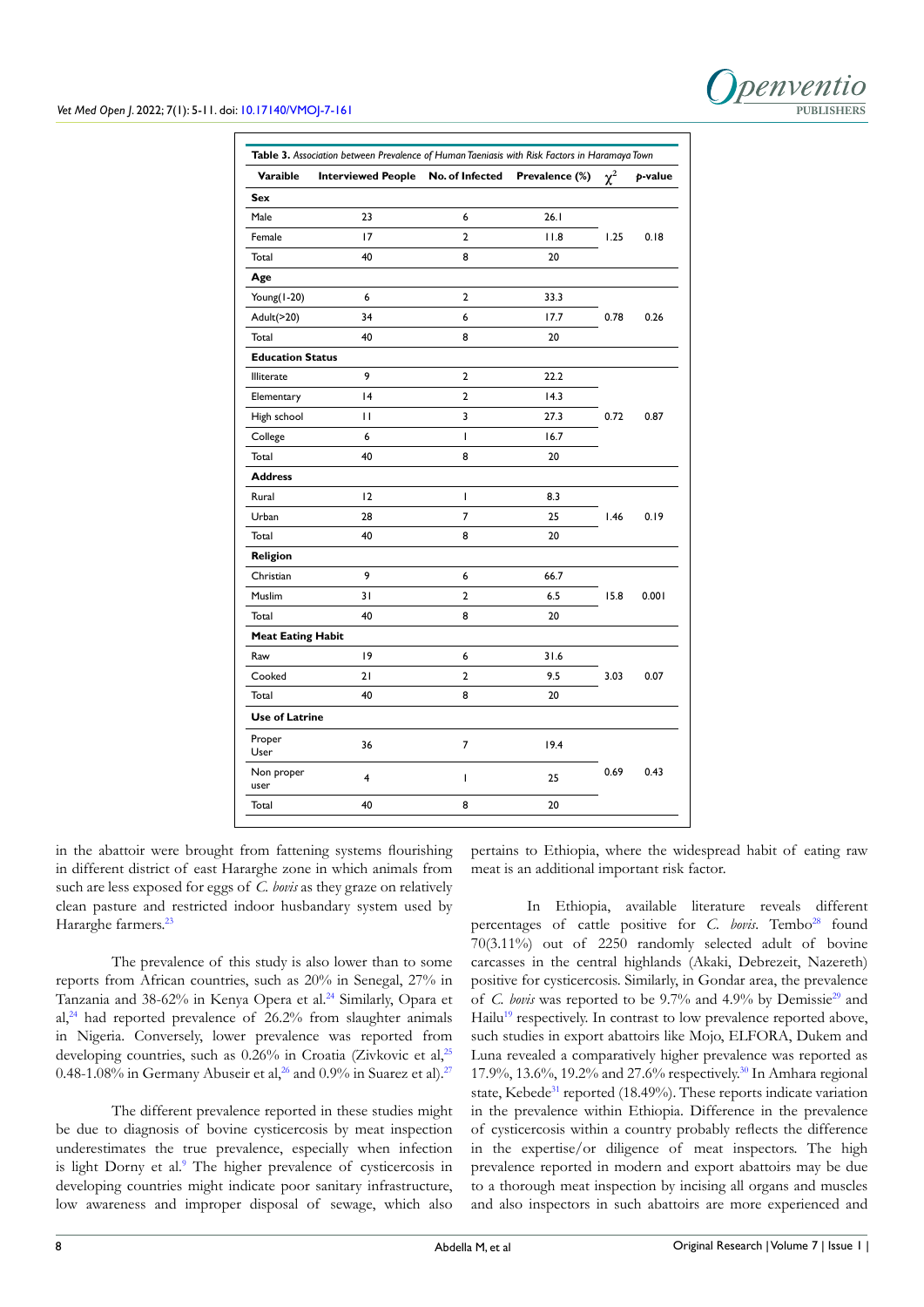**Table 3.** *Association between Prevalence of Human Taeniasis with Risk Factors in Haramaya Town*

| Varaible | Interviewed People | No. of Infected | Prevalence (%) | $\chi^2$ | *p*-value |
|---|---|---|---|---|---|
| **Sex** | | | | | |
| Male | 23 | 6 | 26.1 | | |
| Female | 17 | 2 | 11.8 | 1.25 | 0.18 |
| Total | 40 | 8 | 20 | | |
| **Age** | | | | | |
| Young(1-20) | 6 | 2 | 33.3 | | |
| Adult(>20) | 34 | 6 | 17.7 | 0.78 | 0.26 |
| Total | 40 | 8 | 20 | | |
| **Education Status** | | | | | |
| Illiterate | 9 | 2 | 22.2 | | |
| Elementary | 14 | 2 | 14.3 | | |
| High school | 11 | 3 | 27.3 | 0.72 | 0.87 |
| College | 6 | 1 | 16.7 | | |
| Total | 40 | 8 | 20 | | |
| **Address** | | | | | |
| Rural | 12 | 1 | 8.3 | | |
| Urban | 28 | 7 | 25 | 1.46 | 0.19 |
| Total | 40 | 8 | 20 | | |
| **Religion** | | | | | |
| Christian | 9 | 6 | 66.7 | | |
| Muslim | 31 | 2 | 6.5 | 15.8 | 0.001 |
| Total | 40 | 8 | 20 | | |
| **Meat Eating Habit** | | | | | |
| Raw | 19 | 6 | 31.6 | | |
| Cooked | 21 | 2 | 9.5 | 3.03 | 0.07 |
| Total | 40 | 8 | 20 | | |
| **Use of Latrine** | | | | | |
| Proper User | 36 | 7 | 19.4 | | |
| Non proper user | 4 | 1 | 25 | 0.69 | 0.43 |
| Total | 40 | 8 | 20 | | |

in the abattoir were brought from fattening systems flourishing in different district of east Hararghe zone in which animals from such are less exposed for eggs of *C. bovis* as they graze on relatively clean pasture and restricted indoor husbandary system used by Hararghe farmers.[23]

The prevalence of this study is also lower than to some reports from African countries, such as 20% in Senegal, 27% in Tanzania and 38-62% in Kenya Opera et al.[24] Similarly, Opara et al,[24] had reported prevalence of 26.2% from slaughter animals in Nigeria. Conversely, lower prevalence was reported from developing countries, such as 0.26% in Croatia (Zivkovic et al,[25] 0.48-1.08% in Germany Abuseir et al,[26] and 0.9% in Suarez et al).[27]

The different prevalence reported in these studies might be due to diagnosis of bovine cysticercosis by meat inspection underestimates the true prevalence, especially when infection is light Dorny et al.[9] The higher prevalence of cysticercosis in developing countries might indicate poor sanitary infrastructure, low awareness and improper disposal of sewage, which also pertains to Ethiopia, where the widespread habit of eating raw meat is an additional important risk factor.

In Ethiopia, available literature reveals different percentages of cattle positive for *C. bovis*. Tembo[28] found 70(3.11%) out of 2250 randomly selected adult of bovine carcasses in the central highlands (Akaki, Debrezeit, Nazereth) positive for cysticercosis. Similarly, in Gondar area, the prevalence of *C. bovis* was reported to be 9.7% and 4.9% by Demissie[29] and Hailu[19] respectively. In contrast to low prevalence reported above, such studies in export abattoirs like Mojo, ELFORA, Dukem and Luna revealed a comparatively higher prevalence was reported as 17.9%, 13.6%, 19.2% and 27.6% respectively.[30] In Amhara regional state, Kebede[31] reported (18.49%). These reports indicate variation in the prevalence within Ethiopia. Difference in the prevalence of cysticercosis within a country probably reflects the difference in the expertise/or diligence of meat inspectors. The high prevalence reported in modern and export abattoirs may be due to a thorough meat inspection by incising all organs and muscles and also inspectors in such abattoirs are more experienced and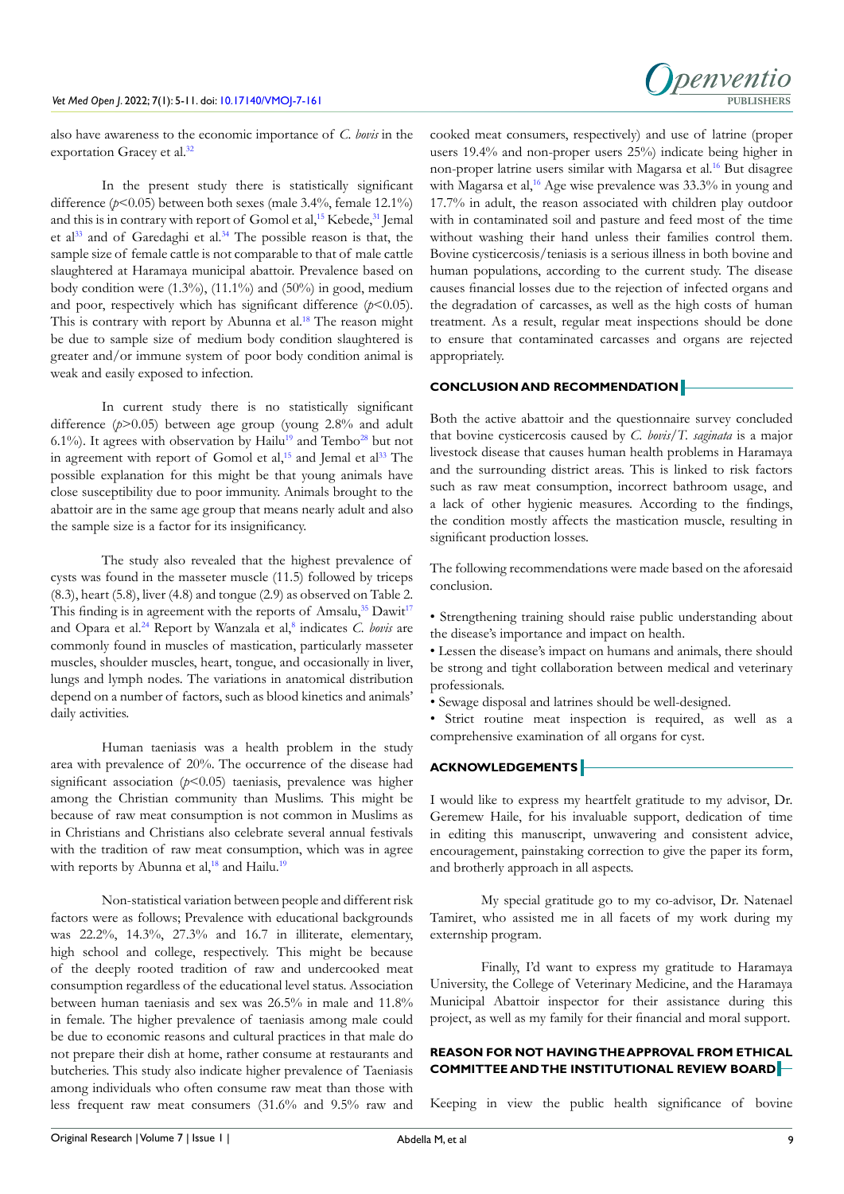also have awareness to the economic importance of *C. bovis* in the exportation Gracey et al.[32]

In the present study there is statistically significant difference ($p$<0.05) between both sexes (male 3.4%, female 12.1%) and this is in contrary with report of Gomol et al,[15] Kebede,[31] Jemal et al[33] and of Garedaghi et al.[34] The possible reason is that, the sample size of female cattle is not comparable to that of male cattle slaughtered at Haramaya municipal abattoir. Prevalence based on body condition were (1.3%), (11.1%) and (50%) in good, medium and poor, respectively which has significant difference ($p$<0.05). This is contrary with report by Abunna et al.[18] The reason might be due to sample size of medium body condition slaughtered is greater and/or immune system of poor body condition animal is weak and easily exposed to infection.

In current study there is no statistically significant difference ($p$>0.05) between age group (young 2.8% and adult 6.1%). It agrees with observation by Hailu[19] and Tembo[28] but not in agreement with report of Gomol et al,[15] and Jemal et al[33] The possible explanation for this might be that young animals have close susceptibility due to poor immunity. Animals brought to the abattoir are in the same age group that means nearly adult and also the sample size is a factor for its insignificancy.

The study also revealed that the highest prevalence of cysts was found in the masseter muscle (11.5) followed by triceps (8.3), heart (5.8), liver (4.8) and tongue (2.9) as observed on Table 2. This finding is in agreement with the reports of Amsalu,[35] Dawit[17] and Opara et al.[24] Report by Wanzala et al,[8] indicates *C. bovis* are commonly found in muscles of mastication, particularly masseter muscles, shoulder muscles, heart, tongue, and occasionally in liver, lungs and lymph nodes. The variations in anatomical distribution depend on a number of factors, such as blood kinetics and animals' daily activities.

Human taeniasis was a health problem in the study area with prevalence of 20%. The occurrence of the disease had significant association ($p$<0.05) taeniasis, prevalence was higher among the Christian community than Muslims. This might be because of raw meat consumption is not common in Muslims as in Christians and Christians also celebrate several annual festivals with the tradition of raw meat consumption, which was in agree with reports by Abunna et al,[18] and Hailu.[19]

Non-statistical variation between people and different risk factors were as follows; Prevalence with educational backgrounds was 22.2%, 14.3%, 27.3% and 16.7 in illiterate, elementary, high school and college, respectively. This might be because of the deeply rooted tradition of raw and undercooked meat consumption regardless of the educational level status. Association between human taeniasis and sex was 26.5% in male and 11.8% in female. The higher prevalence of taeniasis among male could be due to economic reasons and cultural practices in that male do not prepare their dish at home, rather consume at restaurants and butcheries. This study also indicate higher prevalence of Taeniasis among individuals who often consume raw meat than those with less frequent raw meat consumers (31.6% and 9.5% raw and cooked meat consumers, respectively) and use of latrine (proper users 19.4% and non-proper users 25%) indicate being higher in non-proper latrine users similar with Magarsa et al.[16] But disagree with Magarsa et al,[16] Age wise prevalence was 33.3% in young and 17.7% in adult, the reason associated with children play outdoor with in contaminated soil and pasture and feed most of the time without washing their hand unless their families control them. Bovine cysticercosis/teniasis is a serious illness in both bovine and human populations, according to the current study. The disease causes financial losses due to the rejection of infected organs and the degradation of carcasses, as well as the high costs of human treatment. As a result, regular meat inspections should be done to ensure that contaminated carcasses and organs are rejected appropriately.

## CONCLUSION AND RECOMMENDATION

Both the active abattoir and the questionnaire survey concluded that bovine cysticercosis caused by *C. bovis*/*T. saginata* is a major livestock disease that causes human health problems in Haramaya and the surrounding district areas. This is linked to risk factors such as raw meat consumption, incorrect bathroom usage, and a lack of other hygienic measures. According to the findings, the condition mostly affects the mastication muscle, resulting in significant production losses.

The following recommendations were made based on the aforesaid conclusion.

- Strengthening training should raise public understanding about the disease's importance and impact on health.
- Lessen the disease's impact on humans and animals, there should be strong and tight collaboration between medical and veterinary professionals.
- Sewage disposal and latrines should be well-designed.
- Strict routine meat inspection is required, as well as a comprehensive examination of all organs for cyst.

## ACKNOWLEDGEMENTS

I would like to express my heartfelt gratitude to my advisor, Dr. Geremew Haile, for his invaluable support, dedication of time in editing this manuscript, unwavering and consistent advice, encouragement, painstaking correction to give the paper its form, and brotherly approach in all aspects.

My special gratitude go to my co-advisor, Dr. Natenael Tamiret, who assisted me in all facets of my work during my externship program.

Finally, I'd want to express my gratitude to Haramaya University, the College of Veterinary Medicine, and the Haramaya Municipal Abattoir inspector for their assistance during this project, as well as my family for their financial and moral support.

## REASON FOR NOT HAVING THE APPROVAL FROM ETHICAL COMMITTEE AND THE INSTITUTIONAL REVIEW BOARD

Keeping in view the public health significance of bovine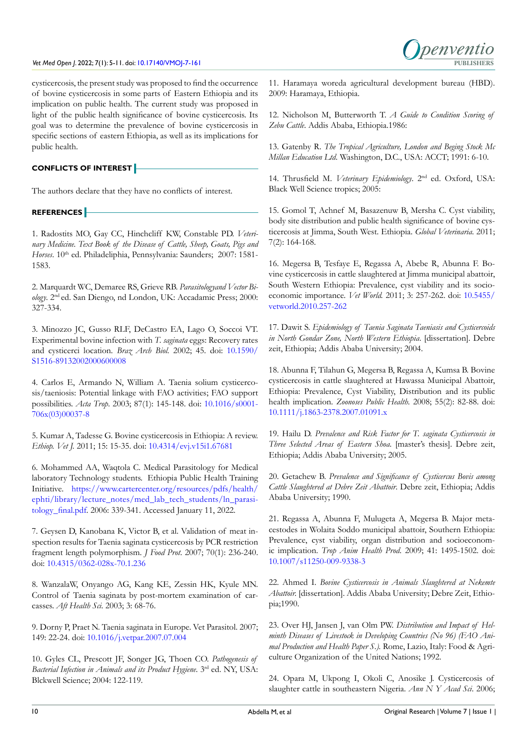cysticercosis, the present study was proposed to find the occurrence of bovine cysticercosis in some parts of Eastern Ethiopia and its implication on public health. The current study was proposed in light of the public health significance of bovine cysticercosis. Its goal was to determine the prevalence of bovine cysticercosis in specific sections of eastern Ethiopia, as well as its implications for public health.

## CONFLICTS OF INTEREST

The authors declare that they have no conflicts of interest.

## REFERENCES

1. Radostits MO, Gay CC, Hinchcliff KW, Constable PD. *Veterinary Medicine. Text Book of the Disease of Cattle, Sheep, Goats, Pigs and Horses*. 10th ed. Philadelphia, Pennsylvania: Saunders; 2007: 1581-1583.

2. Marquardt WC, Demaree RS, Grieve RB. *Parasitologyand Vector Biology*. 2nd ed. San Diego, nd London, UK: Accadamic Press; 2000: 327-334.

3. Minozzo JC, Gusso RLF, DeCastro EA, Lago O, Soccoi VT. Experimental bovine infection with *T. saginata* eggs: Recovery rates and cysticerci location. *Braz Arch Biol.* 2002; 45. doi: 10.1590/S1516-89132002000600008

4. Carlos E, Armando N, William A. Taenia solium cysticercosis/taeniosis: Potential linkage with FAO activities; FAO support possibilities. *Acta Trop*. 2003; 87(1): 145-148. doi: 10.1016/s0001-706x(03)00037-8

5. Kumar A, Tadesse G. Bovine cysticercosis in Ethiopia: A review. *Ethiop. Vet J.* 2011; 15: 15-35. doi: 10.4314/evj.v15i1.67681

6. Mohammed AA, Waqtola C. Medical Parasitology for Medical laboratory Technology students. Ethiopia Public Health Training Initiative. https://www.cartercenter.org/resources/pdfs/health/ephti/library/lecture_notes/med_lab_tech_students/ln_parasitology_final.pdf. 2006: 339-341. Accessed January 11, 2022.

7. Geysen D, Kanobana K, Victor B, et al. Validation of meat inspection results for Taenia saginata cysticercosis by PCR restriction fragment length polymorphism. *J Food Prot*. 2007; 70(1): 236-240. doi: 10.4315/0362-028x-70.1.236

8. WanzalaW, Onyango AG, Kang KE, Zessin HK, Kyule MN. Control of Taenia saginata by post-mortem examination of carcasses. *Aft Health Sci*. 2003; 3: 68-76.

9. Dorny P, Praet N. Taenia saginata in Europe. Vet Parasitol. 2007; 149: 22-24. doi: 10.1016/j.vetpar.2007.07.004

10. Gyles CL, Prescott JF, Songer JG, Thoen CO. *Pathogenesis of Bacterial Infection in Animals and its Product Hygiene*. 3rd ed. NY, USA: Blckwell Science; 2004: 122-119.

11. Haramaya woreda agricultural development bureau (HBD). 2009: Haramaya, Ethiopia.

12. Nicholson M, Butterworth T. *A Guide to Condition Scoring of Zebu Cattle*. Addis Ababa, Ethiopia.1986:

13. Gatenby R. *The Tropical Agriculture, London and Beging Stock Mc Millan Education Ltd*. Washington, D.C., USA: ACCT; 1991: 6-10.

14. Thrusfield M. *Veterinary Epidemiology*. 2nd ed. Oxford, USA: Black Well Science tropics; 2005:

15. Gomol T, Achnef M, Basazenuw B, Mersha C. Cyst viability, body site distribution and public health significance of bovine cysticercosis at Jimma, South West. Ethiopia. *Global Veterinaria*. 2011; 7(2): 164-168.

16. Megersa B, Tesfaye E, Regassa A, Abebe R, Abunna F. Bovine cysticercosis in cattle slaughtered at Jimma municipal abattoir, South Western Ethiopia: Prevalence, cyst viability and its socio-economic importance. *Vet World.* 2011; 3: 257-262. doi: 10.5455/vetworld.2010.257-262

17. Dawit S. *Epidemiology of Taenia Saginata Taeniasis and Cysticercoids in North Gondar Zone, North Western Ethiopia*. [dissertation]. Debre zeit, Ethiopia; Addis Ababa University; 2004.

18. Abunna F, Tilahun G, Megersa B, Regassa A, Kumsa B. Bovine cysticercosis in cattle slaughtered at Hawassa Municipal Abattoir, Ethiopia: Prevalence, Cyst Viability, Distribution and its public health implication. *Zoonoses Public Health*. 2008; 55(2): 82-88. doi: 10.1111/j.1863-2378.2007.01091.x

19. Hailu D. *Prevalence and Risk Factor for T. saginata Cysticercosis in Three Selected Areas of Eastern Shoa*. [master's thesis]. Debre zeit, Ethiopia; Addis Ababa University; 2005.

20. Getachew B. *Prevalence and Significance of Cysticercus Bovis among Cattle Slaughtered at Debre Zeit Abattoir*. Debre zeit, Ethiopia; Addis Ababa University; 1990.

21. Regassa A, Abunna F, Mulugeta A, Megersa B. Major metacestodes in Wolaita Soddo municipal abattoir, Southern Ethiopia: Prevalence, cyst viability, organ distribution and socioeconomic implication. *Trop Anim Health Prod*. 2009; 41: 1495-1502. doi: 10.1007/s11250-009-9338-3

22. Ahmed I. *Bovine Cysticercosis in Animals Slaughtered at Nekemte Abattoir*. [dissertation]. Addis Ababa University; Debre Zeit, Ethiopia;1990.

23. Over HJ, Jansen J, van Olm PW. *Distribution and Impact of Helminth Diseases of Livestock in Developing Countries (No 96) (FAO Animal Production and Health Paper S.)*. Rome, Lazio, Italy: Food & Agriculture Organization of the United Nations; 1992.

24. Opara M, Ukpong I, Okoli C, Anosike J. Cysticercosis of slaughter cattle in southeastern Nigeria. *Ann N Y Acad Sci*. 2006;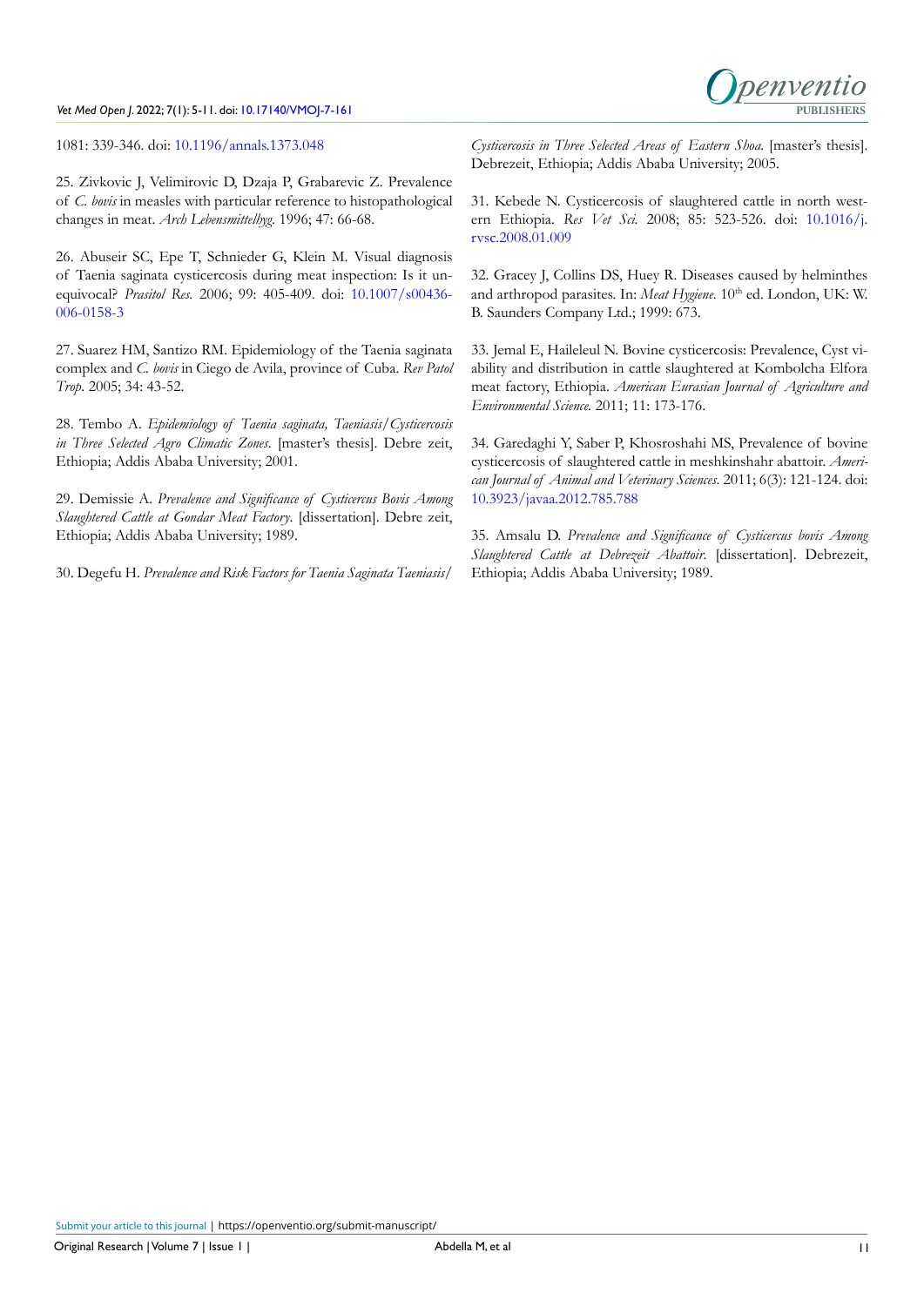1081: 339-346. doi: 10.1196/annals.1373.048

25. Zivkovic J, Velimirovic D, Dzaja P, Grabarevic Z. Prevalence of *C. bovis* in measles with particular reference to histopathological changes in meat. *Arch Lebensmittelhyg.* 1996; 47: 66-68.

26. Abuseir SC, Epe T, Schnieder G, Klein M. Visual diagnosis of Taenia saginata cysticercosis during meat inspection: Is it unequivocal? *Prasitol Res.* 2006; 99: 405-409. doi: 10.1007/s00436-006-0158-3

27. Suarez HM, Santizo RM. Epidemiology of the Taenia saginata complex and *C. bovis* in Ciego de Avila, province of Cuba. *Rev Patol Trop.* 2005; 34: 43-52.

28. Tembo A. *Epidemiology of Taenia saginata, Taeniasis/Cysticercosis in Three Selected Agro Climatic Zones.* [master's thesis]. Debre zeit, Ethiopia; Addis Ababa University; 2001.

29. Demissie A. *Prevalence and Significance of Cysticercus Bovis Among Slaughtered Cattle at Gondar Meat Factory.* [dissertation]. Debre zeit, Ethiopia; Addis Ababa University; 1989.

30. Degefu H. *Prevalence and Risk Factors for Taenia Saginata Taeniasis/Cysticercosis in Three Selected Areas of Eastern Shoa.* [master's thesis]. Debrezeit, Ethiopia; Addis Ababa University; 2005.

31. Kebede N. Cysticercosis of slaughtered cattle in north western Ethiopia. *Res Vet Sci.* 2008; 85: 523-526. doi: 10.1016/j.rvsc.2008.01.009

32. Gracey J, Collins DS, Huey R. Diseases caused by helminthes and arthropod parasites. In: *Meat Hygiene.* 10th ed. London, UK: W. B. Saunders Company Ltd.; 1999: 673.

33. Jemal E, Haileleul N. Bovine cysticercosis: Prevalence, Cyst viability and distribution in cattle slaughtered at Kombolcha Elfora meat factory, Ethiopia. *American Eurasian Journal of Agriculture and Environmental Science.* 2011; 11: 173-176.

34. Garedaghi Y, Saber P, Khosroshahi MS, Prevalence of bovine cysticercosis of slaughtered cattle in meshkinshahr abattoir. *American Journal of Animal and Veterinary Sciences.* 2011; 6(3): 121-124. doi: 10.3923/javaa.2012.785.788

35. Amsalu D. *Prevalence and Significance of Cysticercus bovis Among Slaughtered Cattle at Debrezeit Abattoir.* [dissertation]. Debrezeit, Ethiopia; Addis Ababa University; 1989.